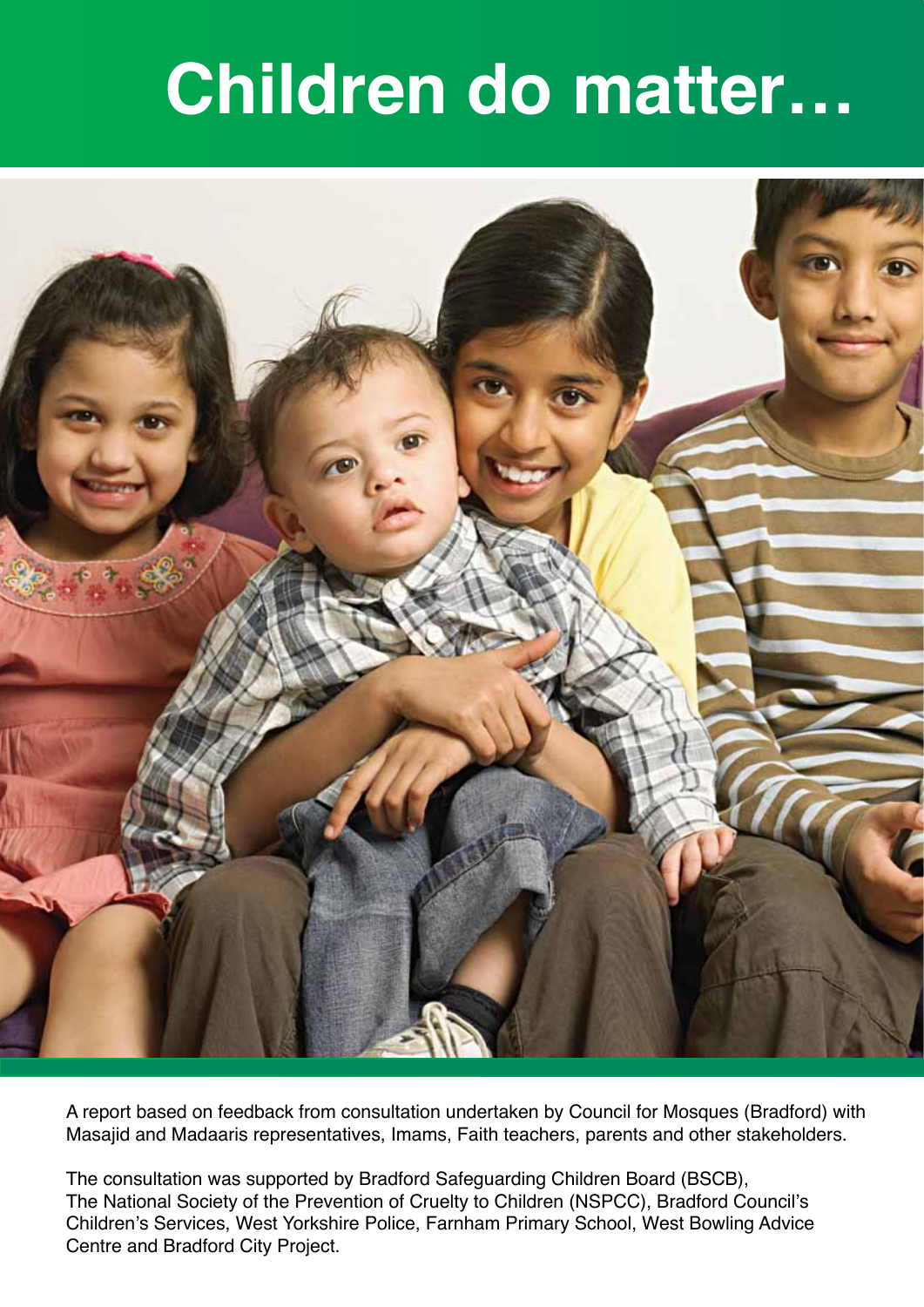# Children do matter…

A report based on feedback from consultation undertaken by Council for Mosques (Bradford) with Masajid and Madaaris representatives, Imams, Faith teachers, parents and other stakeholders.

The consultation was supported by Bradford Safeguarding Children Board (BSCB), The National Society of the Prevention of Cruelty to Children (NSPCC), Bradford Council's Children's Services, West Yorkshire Police, Farnham Primary School, West Bowling Advice Centre and Bradford City Project.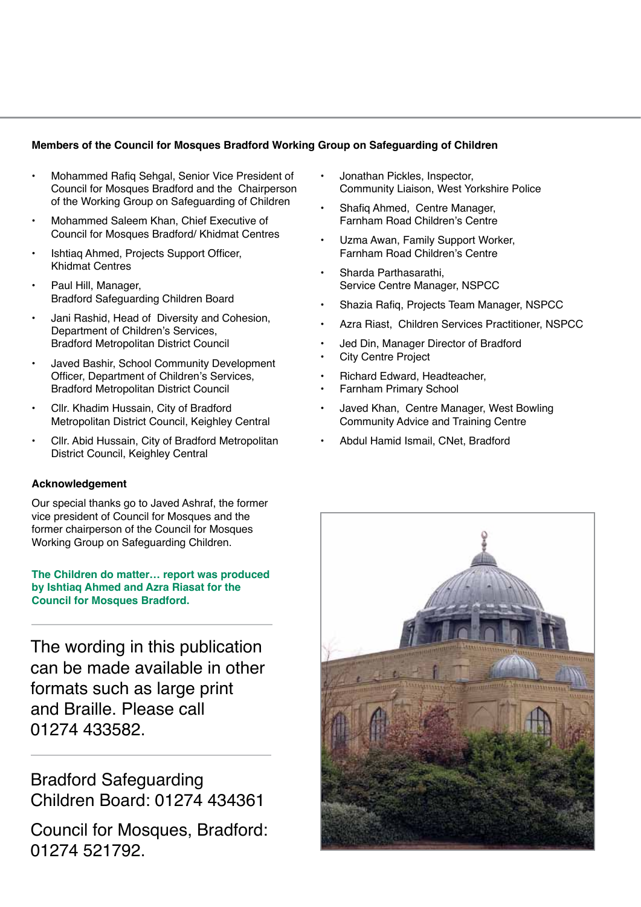**Members of the Council for Mosques Bradford Working Group on Safeguarding of Children**

- Mohammed Rafiq Sehgal, Senior Vice President of Council for Mosques Bradford and the Chairperson of the Working Group on Safeguarding of Children
- Mohammed Saleem Khan, Chief Executive of Council for Mosques Bradford/ Khidmat Centres
- Ishtiaq Ahmed, Projects Support Officer, Khidmat Centres
- Paul Hill, Manager, Bradford Safeguarding Children Board
- Jani Rashid, Head of Diversity and Cohesion, Department of Children's Services, Bradford Metropolitan District Council
- Javed Bashir, School Community Development Officer, Department of Children's Services, Bradford Metropolitan District Council
- Cllr. Khadim Hussain, City of Bradford Metropolitan District Council, Keighley Central
- Cllr. Abid Hussain, City of Bradford Metropolitan District Council, Keighley Central
- Jonathan Pickles, Inspector, Community Liaison, West Yorkshire Police
- Shafiq Ahmed, Centre Manager, Farnham Road Children's Centre
- Uzma Awan, Family Support Worker, Farnham Road Children's Centre
- Sharda Parthasarathi, Service Centre Manager, NSPCC
- Shazia Rafiq, Projects Team Manager, NSPCC
- Azra Riast, Children Services Practitioner, NSPCC
- Jed Din, Manager Director of Bradford
- City Centre Project
- Richard Edward, Headteacher,
- Farnham Primary School
- Javed Khan, Centre Manager, West Bowling Community Advice and Training Centre
- Abdul Hamid Ismail, CNet, Bradford

**Acknowledgement**

Our special thanks go to Javed Ashraf, the former vice president of Council for Mosques and the former chairperson of the Council for Mosques Working Group on Safeguarding Children.

**The Children do matter… report was produced by Ishtiaq Ahmed and Azra Riasat for the Council for Mosques Bradford.**

---

The wording in this publication can be made available in other formats such as large print and Braille. Please call 01274 433582.

---

Bradford Safeguarding Children Board: 01274 434361

Council for Mosques, Bradford: 01274 521792.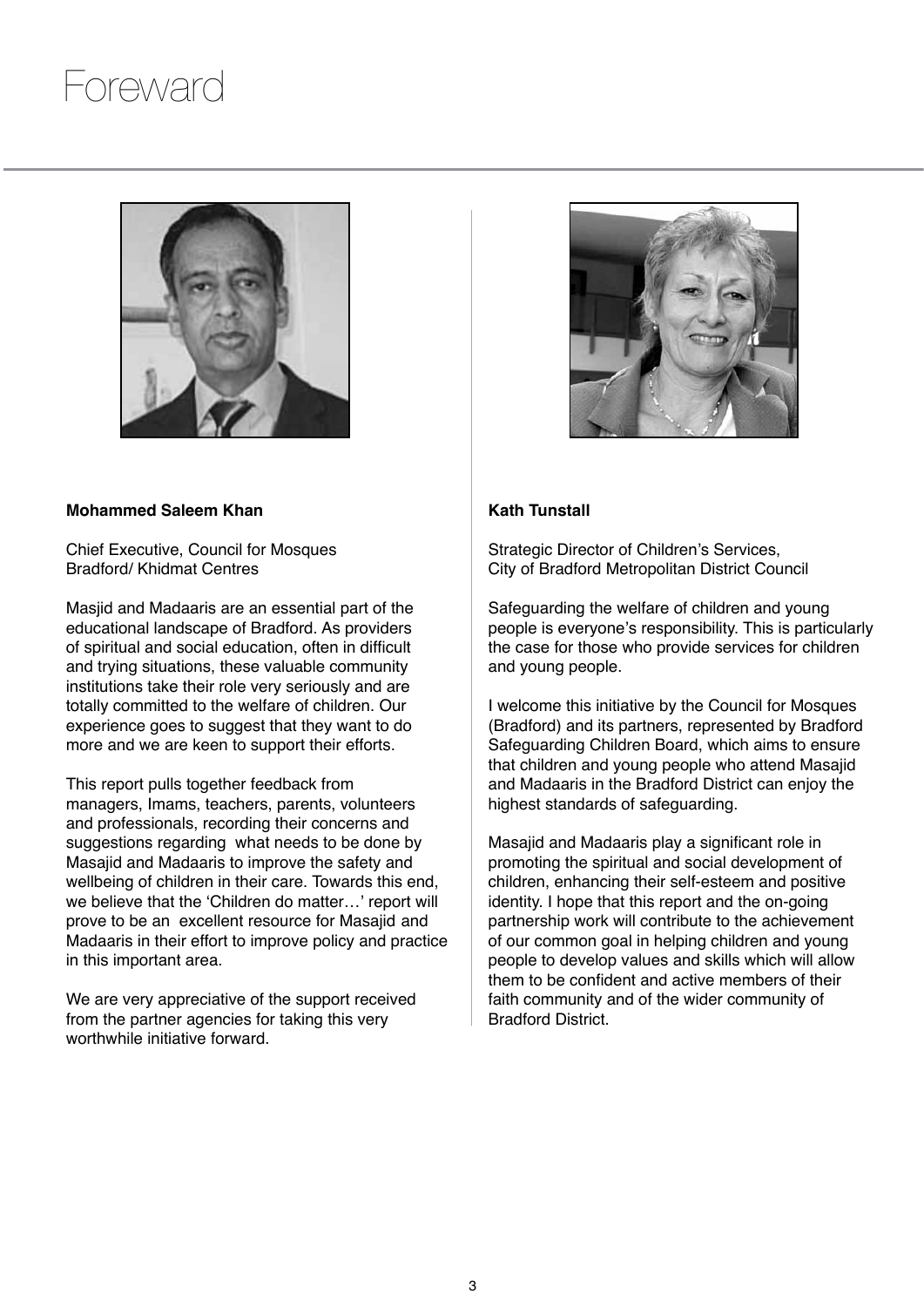# Foreward

**Mohammed Saleem Khan**

Chief Executive, Council for Mosques
Bradford/ Khidmat Centres

Masjid and Madaaris are an essential part of the educational landscape of Bradford. As providers of spiritual and social education, often in difficult and trying situations, these valuable community institutions take their role very seriously and are totally committed to the welfare of children. Our experience goes to suggest that they want to do more and we are keen to support their efforts.

This report pulls together feedback from managers, Imams, teachers, parents, volunteers and professionals, recording their concerns and suggestions regarding what needs to be done by Masajid and Madaaris to improve the safety and wellbeing of children in their care. Towards this end, we believe that the 'Children do matter…' report will prove to be an excellent resource for Masajid and Madaaris in their effort to improve policy and practice in this important area.

We are very appreciative of the support received from the partner agencies for taking this very worthwhile initiative forward.

**Kath Tunstall**

Strategic Director of Children's Services,
City of Bradford Metropolitan District Council

Safeguarding the welfare of children and young people is everyone's responsibility. This is particularly the case for those who provide services for children and young people.

I welcome this initiative by the Council for Mosques (Bradford) and its partners, represented by Bradford Safeguarding Children Board, which aims to ensure that children and young people who attend Masajid and Madaaris in the Bradford District can enjoy the highest standards of safeguarding.

Masajid and Madaaris play a significant role in promoting the spiritual and social development of children, enhancing their self-esteem and positive identity. I hope that this report and the on-going partnership work will contribute to the achievement of our common goal in helping children and young people to develop values and skills which will allow them to be confident and active members of their faith community and of the wider community of Bradford District.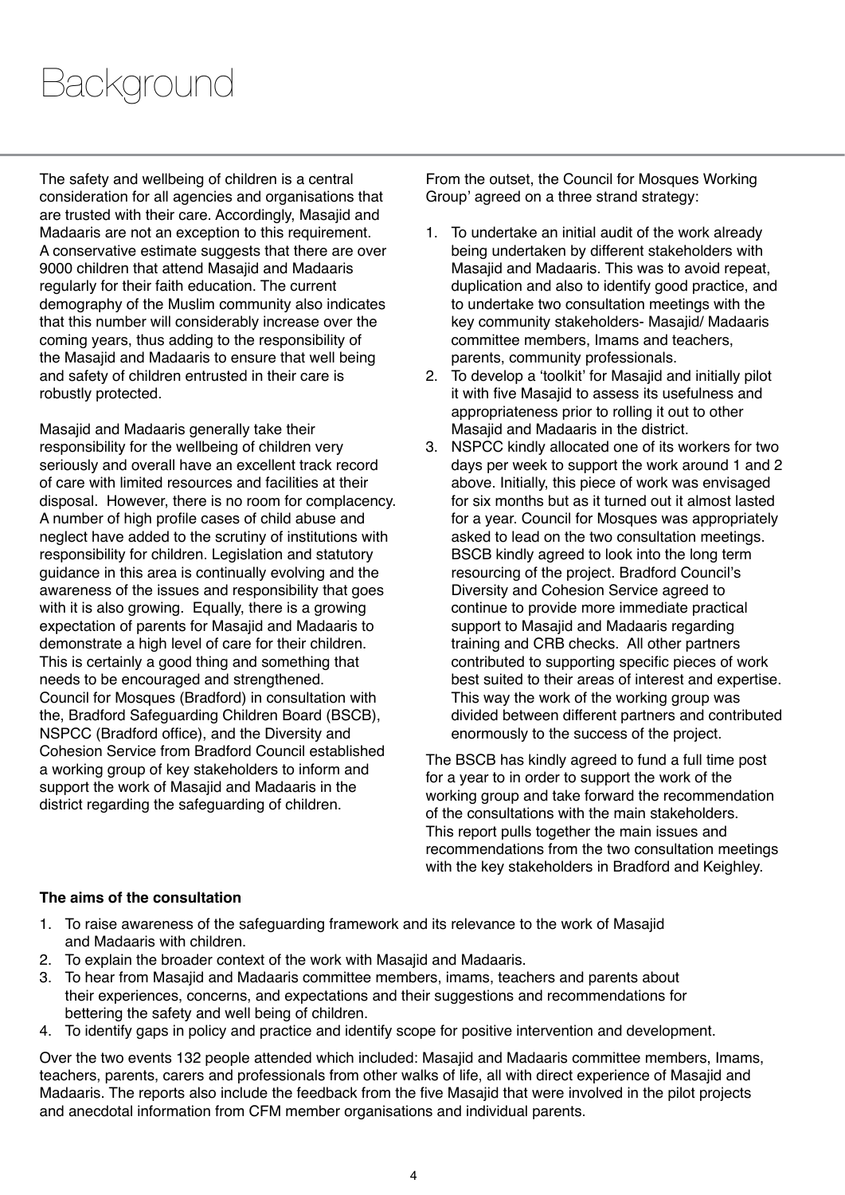# Background

The safety and wellbeing of children is a central consideration for all agencies and organisations that are trusted with their care. Accordingly, Masajid and Madaaris are not an exception to this requirement. A conservative estimate suggests that there are over 9000 children that attend Masajid and Madaaris regularly for their faith education. The current demography of the Muslim community also indicates that this number will considerably increase over the coming years, thus adding to the responsibility of the Masajid and Madaaris to ensure that well being and safety of children entrusted in their care is robustly protected.

Masajid and Madaaris generally take their responsibility for the wellbeing of children very seriously and overall have an excellent track record of care with limited resources and facilities at their disposal. However, there is no room for complacency. A number of high profile cases of child abuse and neglect have added to the scrutiny of institutions with responsibility for children. Legislation and statutory guidance in this area is continually evolving and the awareness of the issues and responsibility that goes with it is also growing. Equally, there is a growing expectation of parents for Masajid and Madaaris to demonstrate a high level of care for their children. This is certainly a good thing and something that needs to be encouraged and strengthened.
Council for Mosques (Bradford) in consultation with the, Bradford Safeguarding Children Board (BSCB), NSPCC (Bradford office), and the Diversity and Cohesion Service from Bradford Council established a working group of key stakeholders to inform and support the work of Masajid and Madaaris in the district regarding the safeguarding of children.

From the outset, the Council for Mosques Working Group' agreed on a three strand strategy:

1. To undertake an initial audit of the work already being undertaken by different stakeholders with Masajid and Madaaris. This was to avoid repeat, duplication and also to identify good practice, and to undertake two consultation meetings with the key community stakeholders- Masajid/ Madaaris committee members, Imams and teachers, parents, community professionals.
2. To develop a 'toolkit' for Masajid and initially pilot it with five Masajid to assess its usefulness and appropriateness prior to rolling it out to other Masajid and Madaaris in the district.
3. NSPCC kindly allocated one of its workers for two days per week to support the work around 1 and 2 above. Initially, this piece of work was envisaged for six months but as it turned out it almost lasted for a year. Council for Mosques was appropriately asked to lead on the two consultation meetings. BSCB kindly agreed to look into the long term resourcing of the project. Bradford Council's Diversity and Cohesion Service agreed to continue to provide more immediate practical support to Masajid and Madaaris regarding training and CRB checks. All other partners contributed to supporting specific pieces of work best suited to their areas of interest and expertise. This way the work of the working group was divided between different partners and contributed enormously to the success of the project.

The BSCB has kindly agreed to fund a full time post for a year to in order to support the work of the working group and take forward the recommendation of the consultations with the main stakeholders. This report pulls together the main issues and recommendations from the two consultation meetings with the key stakeholders in Bradford and Keighley.

**The aims of the consultation**

1. To raise awareness of the safeguarding framework and its relevance to the work of Masajid and Madaaris with children.
2. To explain the broader context of the work with Masajid and Madaaris.
3. To hear from Masajid and Madaaris committee members, imams, teachers and parents about their experiences, concerns, and expectations and their suggestions and recommendations for bettering the safety and well being of children.
4. To identify gaps in policy and practice and identify scope for positive intervention and development.

Over the two events 132 people attended which included: Masajid and Madaaris committee members, Imams, teachers, parents, carers and professionals from other walks of life, all with direct experience of Masajid and Madaaris. The reports also include the feedback from the five Masajid that were involved in the pilot projects and anecdotal information from CFM member organisations and individual parents.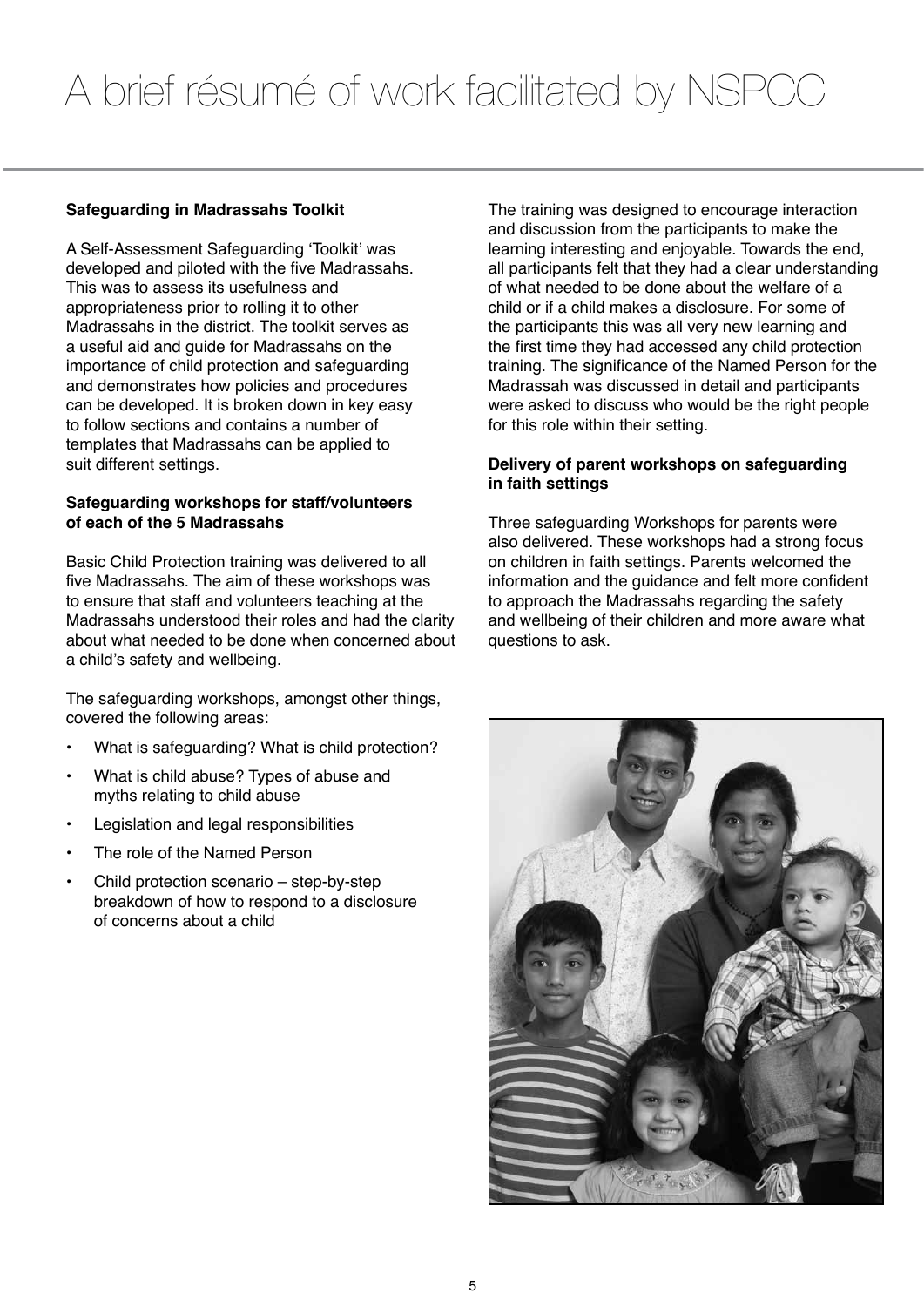# A brief résumé of work facilitated by NSPCC

### Safeguarding in Madrassahs Toolkit

A Self-Assessment Safeguarding 'Toolkit' was developed and piloted with the five Madrassahs. This was to assess its usefulness and appropriateness prior to rolling it to other Madrassahs in the district. The toolkit serves as a useful aid and guide for Madrassahs on the importance of child protection and safeguarding and demonstrates how policies and procedures can be developed. It is broken down in key easy to follow sections and contains a number of templates that Madrassahs can be applied to suit different settings.

### Safeguarding workshops for staff/volunteers of each of the 5 Madrassahs

Basic Child Protection training was delivered to all five Madrassahs. The aim of these workshops was to ensure that staff and volunteers teaching at the Madrassahs understood their roles and had the clarity about what needed to be done when concerned about a child's safety and wellbeing.

The safeguarding workshops, amongst other things, covered the following areas:

- What is safeguarding? What is child protection?
- What is child abuse? Types of abuse and myths relating to child abuse
- Legislation and legal responsibilities
- The role of the Named Person
- Child protection scenario – step-by-step breakdown of how to respond to a disclosure of concerns about a child

The training was designed to encourage interaction and discussion from the participants to make the learning interesting and enjoyable. Towards the end, all participants felt that they had a clear understanding of what needed to be done about the welfare of a child or if a child makes a disclosure. For some of the participants this was all very new learning and the first time they had accessed any child protection training. The significance of the Named Person for the Madrassah was discussed in detail and participants were asked to discuss who would be the right people for this role within their setting.

### Delivery of parent workshops on safeguarding in faith settings

Three safeguarding Workshops for parents were also delivered. These workshops had a strong focus on children in faith settings. Parents welcomed the information and the guidance and felt more confident to approach the Madrassahs regarding the safety and wellbeing of their children and more aware what questions to ask.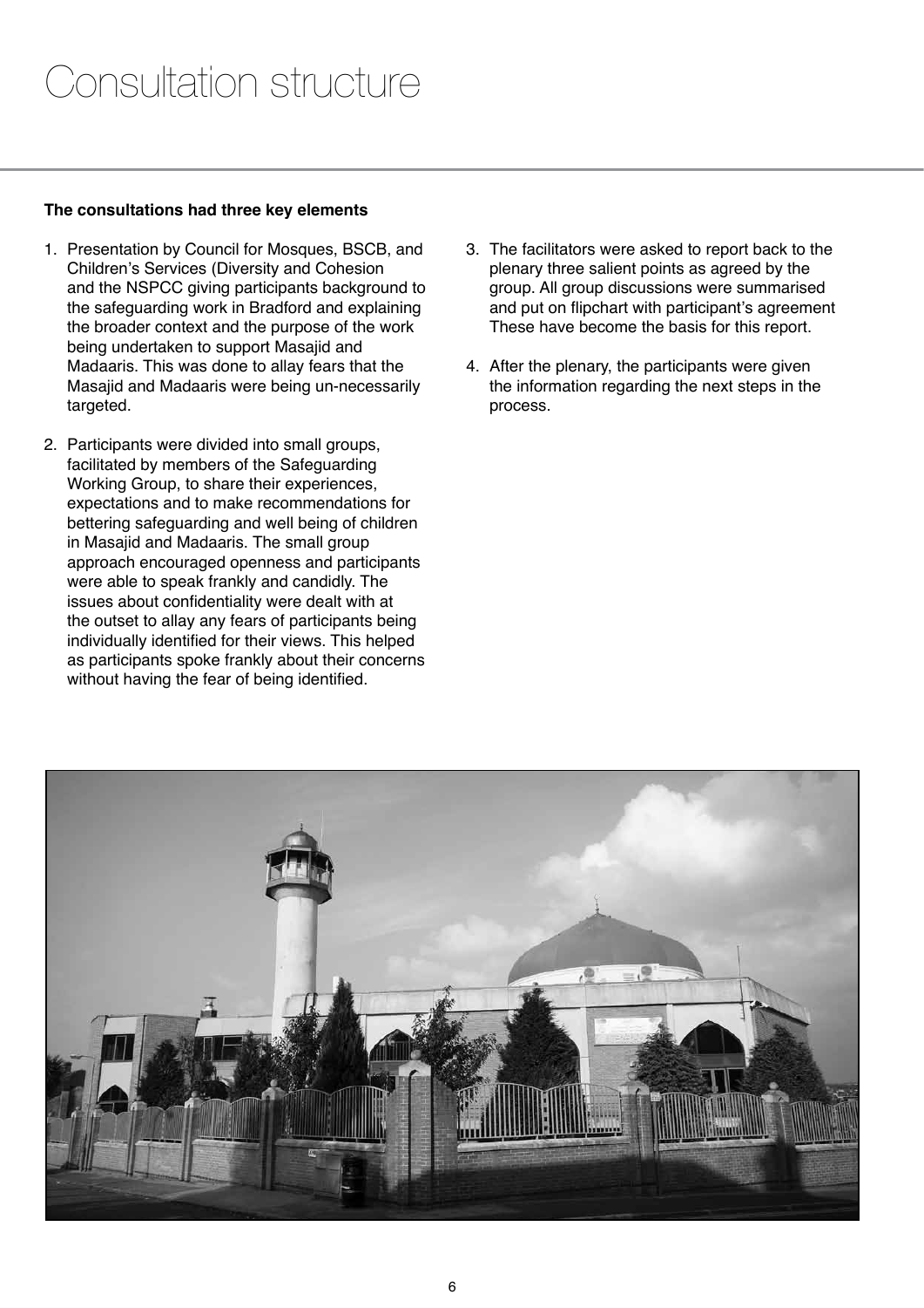# Consultation structure

**The consultations had three key elements**

1. Presentation by Council for Mosques, BSCB, and Children's Services (Diversity and Cohesion and the NSPCC giving participants background to the safeguarding work in Bradford and explaining the broader context and the purpose of the work being undertaken to support Masajid and Madaaris. This was done to allay fears that the Masajid and Madaaris were being un-necessarily targeted.

2. Participants were divided into small groups, facilitated by members of the Safeguarding Working Group, to share their experiences, expectations and to make recommendations for bettering safeguarding and well being of children in Masajid and Madaaris. The small group approach encouraged openness and participants were able to speak frankly and candidly. The issues about confidentiality were dealt with at the outset to allay any fears of participants being individually identified for their views. This helped as participants spoke frankly about their concerns without having the fear of being identified.

3. The facilitators were asked to report back to the plenary three salient points as agreed by the group. All group discussions were summarised and put on flipchart with participant's agreement These have become the basis for this report.

4. After the plenary, the participants were given the information regarding the next steps in the process.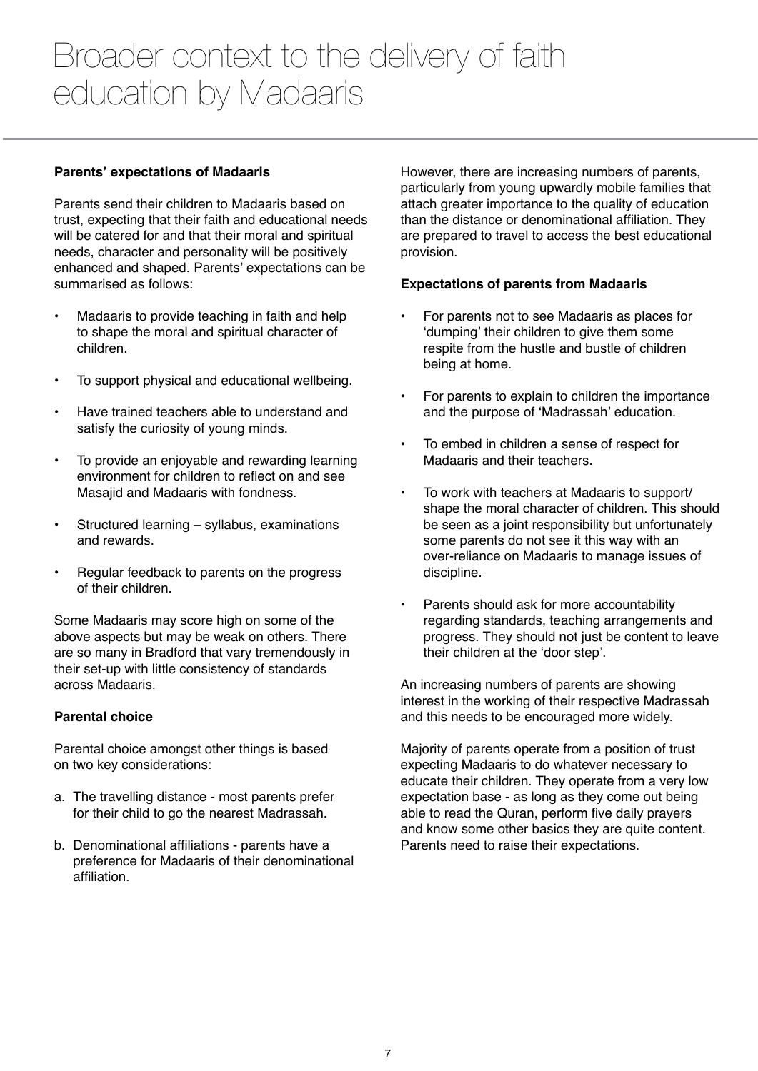# Broader context to the delivery of faith education by Madaaris

**Parents' expectations of Madaaris**

Parents send their children to Madaaris based on trust, expecting that their faith and educational needs will be catered for and that their moral and spiritual needs, character and personality will be positively enhanced and shaped. Parents' expectations can be summarised as follows:

- Madaaris to provide teaching in faith and help to shape the moral and spiritual character of children.
- To support physical and educational wellbeing.
- Have trained teachers able to understand and satisfy the curiosity of young minds.
- To provide an enjoyable and rewarding learning environment for children to reflect on and see Masajid and Madaaris with fondness.
- Structured learning – syllabus, examinations and rewards.
- Regular feedback to parents on the progress of their children.

Some Madaaris may score high on some of the above aspects but may be weak on others. There are so many in Bradford that vary tremendously in their set-up with little consistency of standards across Madaaris.

**Parental choice**

Parental choice amongst other things is based on two key considerations:

a. The travelling distance - most parents prefer for their child to go the nearest Madrassah.

b. Denominational affiliations - parents have a preference for Madaaris of their denominational affiliation.

However, there are increasing numbers of parents, particularly from young upwardly mobile families that attach greater importance to the quality of education than the distance or denominational affiliation. They are prepared to travel to access the best educational provision.

**Expectations of parents from Madaaris**

- For parents not to see Madaaris as places for 'dumping' their children to give them some respite from the hustle and bustle of children being at home.
- For parents to explain to children the importance and the purpose of 'Madrassah' education.
- To embed in children a sense of respect for Madaaris and their teachers.
- To work with teachers at Madaaris to support/shape the moral character of children. This should be seen as a joint responsibility but unfortunately some parents do not see it this way with an over-reliance on Madaaris to manage issues of discipline.
- Parents should ask for more accountability regarding standards, teaching arrangements and progress. They should not just be content to leave their children at the 'door step'.

An increasing numbers of parents are showing interest in the working of their respective Madrassah and this needs to be encouraged more widely.

Majority of parents operate from a position of trust expecting Madaaris to do whatever necessary to educate their children. They operate from a very low expectation base - as long as they come out being able to read the Quran, perform five daily prayers and know some other basics they are quite content. Parents need to raise their expectations.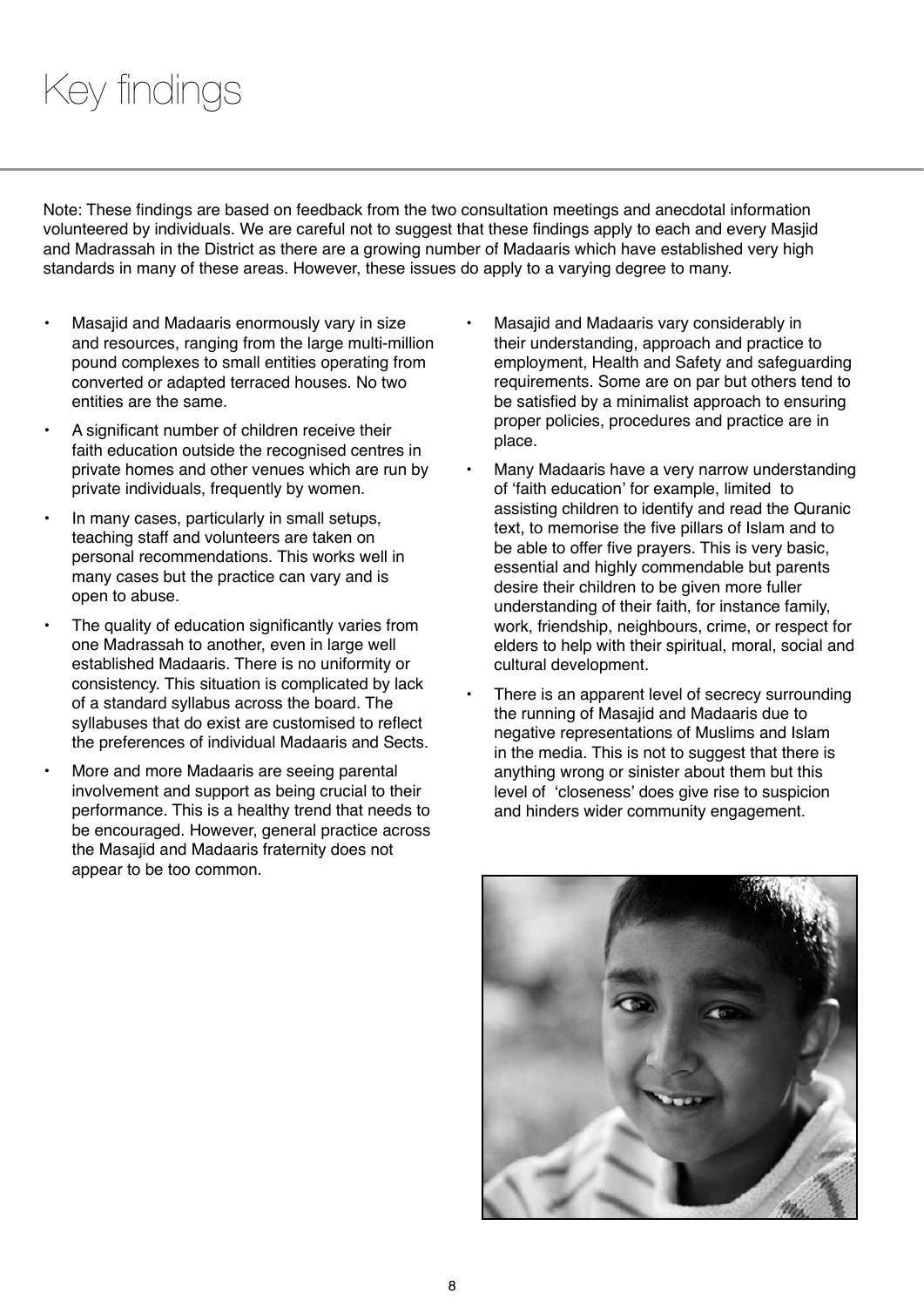# Key findings

Note: These findings are based on feedback from the two consultation meetings and anecdotal information volunteered by individuals. We are careful not to suggest that these findings apply to each and every Masjid and Madrassah in the District as there are a growing number of Madaaris which have established very high standards in many of these areas. However, these issues do apply to a varying degree to many.

- Masajid and Madaaris enormously vary in size and resources, ranging from the large multi-million pound complexes to small entities operating from converted or adapted terraced houses. No two entities are the same.
- A significant number of children receive their faith education outside the recognised centres in private homes and other venues which are run by private individuals, frequently by women.
- In many cases, particularly in small setups, teaching staff and volunteers are taken on personal recommendations. This works well in many cases but the practice can vary and is open to abuse.
- The quality of education significantly varies from one Madrassah to another, even in large well established Madaaris. There is no uniformity or consistency. This situation is complicated by lack of a standard syllabus across the board. The syllabuses that do exist are customised to reflect the preferences of individual Madaaris and Sects.
- More and more Madaaris are seeing parental involvement and support as being crucial to their performance. This is a healthy trend that needs to be encouraged. However, general practice across the Masajid and Madaaris fraternity does not appear to be too common.
- Masajid and Madaaris vary considerably in their understanding, approach and practice to employment, Health and Safety and safeguarding requirements. Some are on par but others tend to be satisfied by a minimalist approach to ensuring proper policies, procedures and practice are in place.
- Many Madaaris have a very narrow understanding of 'faith education' for example, limited to assisting children to identify and read the Quranic text, to memorise the five pillars of Islam and to be able to offer five prayers. This is very basic, essential and highly commendable but parents desire their children to be given more fuller understanding of their faith, for instance family, work, friendship, neighbours, crime, or respect for elders to help with their spiritual, moral, social and cultural development.
- There is an apparent level of secrecy surrounding the running of Masajid and Madaaris due to negative representations of Muslims and Islam in the media. This is not to suggest that there is anything wrong or sinister about them but this level of 'closeness' does give rise to suspicion and hinders wider community engagement.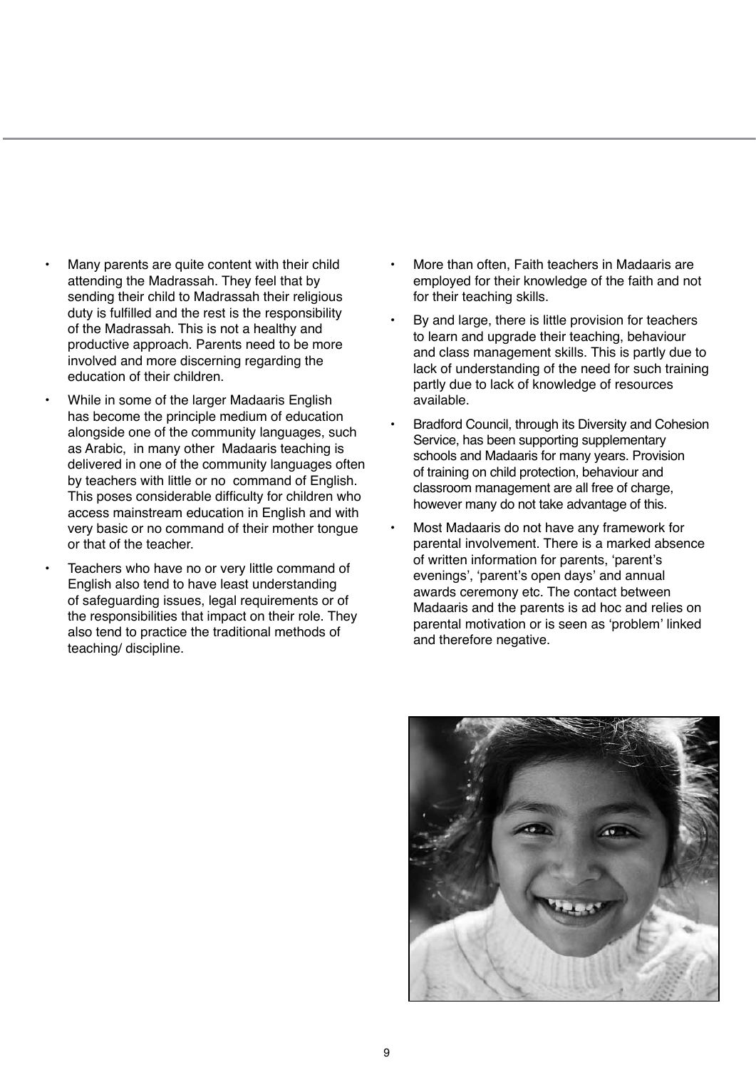- Many parents are quite content with their child attending the Madrassah. They feel that by sending their child to Madrassah their religious duty is fulfilled and the rest is the responsibility of the Madrassah. This is not a healthy and productive approach. Parents need to be more involved and more discerning regarding the education of their children.
- While in some of the larger Madaaris English has become the principle medium of education alongside one of the community languages, such as Arabic, in many other Madaaris teaching is delivered in one of the community languages often by teachers with little or no command of English. This poses considerable difficulty for children who access mainstream education in English and with very basic or no command of their mother tongue or that of the teacher.
- Teachers who have no or very little command of English also tend to have least understanding of safeguarding issues, legal requirements or of the responsibilities that impact on their role. They also tend to practice the traditional methods of teaching/ discipline.
- More than often, Faith teachers in Madaaris are employed for their knowledge of the faith and not for their teaching skills.
- By and large, there is little provision for teachers to learn and upgrade their teaching, behaviour and class management skills. This is partly due to lack of understanding of the need for such training partly due to lack of knowledge of resources available.
- Bradford Council, through its Diversity and Cohesion Service, has been supporting supplementary schools and Madaaris for many years. Provision of training on child protection, behaviour and classroom management are all free of charge, however many do not take advantage of this.
- Most Madaaris do not have any framework for parental involvement. There is a marked absence of written information for parents, 'parent's evenings', 'parent's open days' and annual awards ceremony etc. The contact between Madaaris and the parents is ad hoc and relies on parental motivation or is seen as 'problem' linked and therefore negative.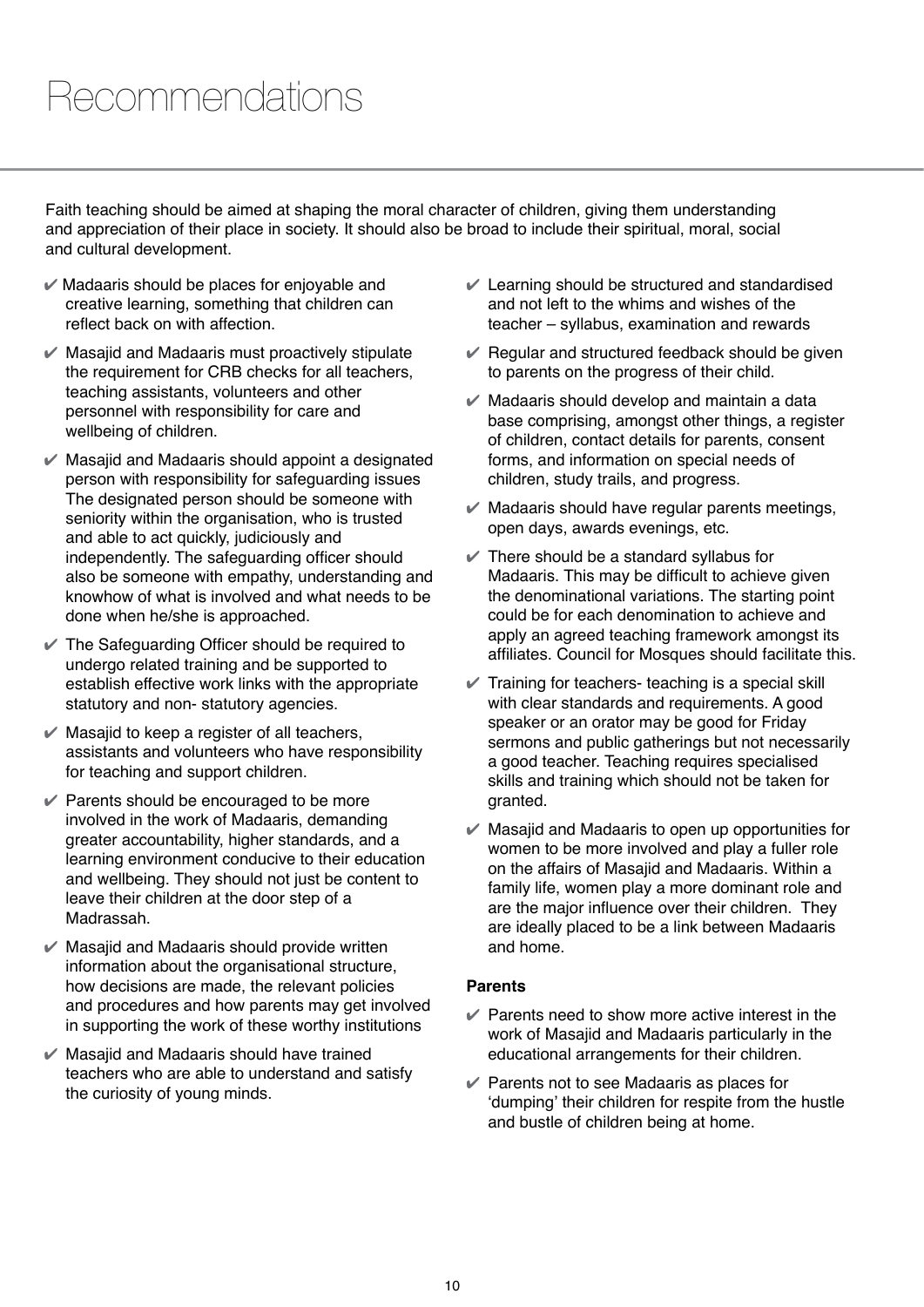# Recommendations

Faith teaching should be aimed at shaping the moral character of children, giving them understanding and appreciation of their place in society. It should also be broad to include their spiritual, moral, social and cultural development.

- ✔ Madaaris should be places for enjoyable and creative learning, something that children can reflect back on with affection.
- ✔ Masajid and Madaaris must proactively stipulate the requirement for CRB checks for all teachers, teaching assistants, volunteers and other personnel with responsibility for care and wellbeing of children.
- ✔ Masajid and Madaaris should appoint a designated person with responsibility for safeguarding issues The designated person should be someone with seniority within the organisation, who is trusted and able to act quickly, judiciously and independently. The safeguarding officer should also be someone with empathy, understanding and knowhow of what is involved and what needs to be done when he/she is approached.
- ✔ The Safeguarding Officer should be required to undergo related training and be supported to establish effective work links with the appropriate statutory and non- statutory agencies.
- ✔ Masajid to keep a register of all teachers, assistants and volunteers who have responsibility for teaching and support children.
- ✔ Parents should be encouraged to be more involved in the work of Madaaris, demanding greater accountability, higher standards, and a learning environment conducive to their education and wellbeing. They should not just be content to leave their children at the door step of a Madrassah.
- ✔ Masajid and Madaaris should provide written information about the organisational structure, how decisions are made, the relevant policies and procedures and how parents may get involved in supporting the work of these worthy institutions
- ✔ Masajid and Madaaris should have trained teachers who are able to understand and satisfy the curiosity of young minds.
- ✔ Learning should be structured and standardised and not left to the whims and wishes of the teacher – syllabus, examination and rewards
- ✔ Regular and structured feedback should be given to parents on the progress of their child.
- ✔ Madaaris should develop and maintain a data base comprising, amongst other things, a register of children, contact details for parents, consent forms, and information on special needs of children, study trails, and progress.
- ✔ Madaaris should have regular parents meetings, open days, awards evenings, etc.
- ✔ There should be a standard syllabus for Madaaris. This may be difficult to achieve given the denominational variations. The starting point could be for each denomination to achieve and apply an agreed teaching framework amongst its affiliates. Council for Mosques should facilitate this.
- ✔ Training for teachers- teaching is a special skill with clear standards and requirements. A good speaker or an orator may be good for Friday sermons and public gatherings but not necessarily a good teacher. Teaching requires specialised skills and training which should not be taken for granted.
- ✔ Masajid and Madaaris to open up opportunities for women to be more involved and play a fuller role on the affairs of Masajid and Madaaris. Within a family life, women play a more dominant role and are the major influence over their children. They are ideally placed to be a link between Madaaris and home.

**Parents**

- ✔ Parents need to show more active interest in the work of Masajid and Madaaris particularly in the educational arrangements for their children.
- ✔ Parents not to see Madaaris as places for 'dumping' their children for respite from the hustle and bustle of children being at home.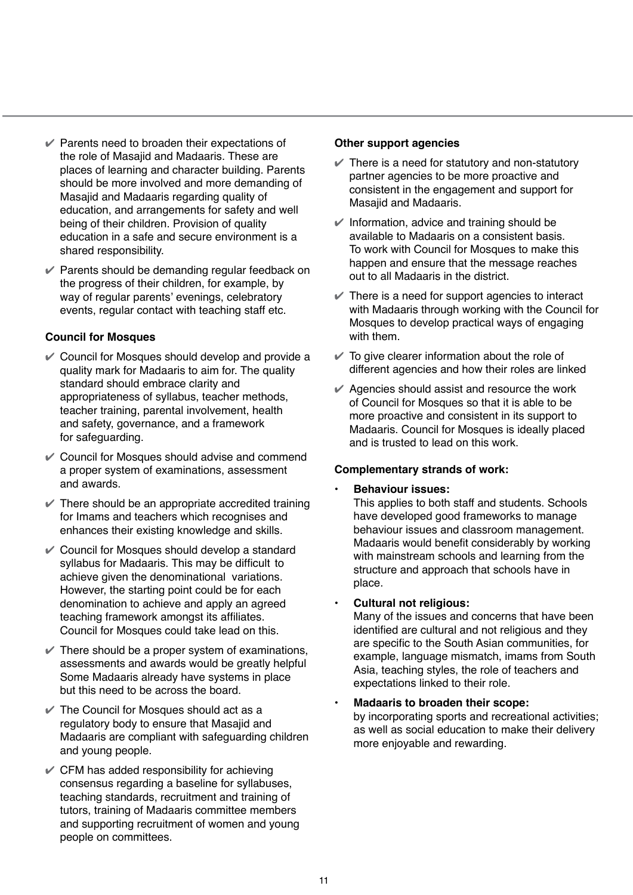- ✔ Parents need to broaden their expectations of the role of Masajid and Madaaris. These are places of learning and character building. Parents should be more involved and more demanding of Masajid and Madaaris regarding quality of education, and arrangements for safety and well being of their children. Provision of quality education in a safe and secure environment is a shared responsibility.
- ✔ Parents should be demanding regular feedback on the progress of their children, for example, by way of regular parents' evenings, celebratory events, regular contact with teaching staff etc.

**Council for Mosques**

- ✔ Council for Mosques should develop and provide a quality mark for Madaaris to aim for. The quality standard should embrace clarity and appropriateness of syllabus, teacher methods, teacher training, parental involvement, health and safety, governance, and a framework for safeguarding.
- ✔ Council for Mosques should advise and commend a proper system of examinations, assessment and awards.
- ✔ There should be an appropriate accredited training for Imams and teachers which recognises and enhances their existing knowledge and skills.
- ✔ Council for Mosques should develop a standard syllabus for Madaaris. This may be difficult to achieve given the denominational variations. However, the starting point could be for each denomination to achieve and apply an agreed teaching framework amongst its affiliates. Council for Mosques could take lead on this.
- ✔ There should be a proper system of examinations, assessments and awards would be greatly helpful Some Madaaris already have systems in place but this need to be across the board.
- ✔ The Council for Mosques should act as a regulatory body to ensure that Masajid and Madaaris are compliant with safeguarding children and young people.
- ✔ CFM has added responsibility for achieving consensus regarding a baseline for syllabuses, teaching standards, recruitment and training of tutors, training of Madaaris committee members and supporting recruitment of women and young people on committees.

**Other support agencies**

- ✔ There is a need for statutory and non-statutory partner agencies to be more proactive and consistent in the engagement and support for Masajid and Madaaris.
- ✔ Information, advice and training should be available to Madaaris on a consistent basis. To work with Council for Mosques to make this happen and ensure that the message reaches out to all Madaaris in the district.
- ✔ There is a need for support agencies to interact with Madaaris through working with the Council for Mosques to develop practical ways of engaging with them.
- ✔ To give clearer information about the role of different agencies and how their roles are linked
- ✔ Agencies should assist and resource the work of Council for Mosques so that it is able to be more proactive and consistent in its support to Madaaris. Council for Mosques is ideally placed and is trusted to lead on this work.

**Complementary strands of work:**

- **Behaviour issues:**
  This applies to both staff and students. Schools have developed good frameworks to manage behaviour issues and classroom management. Madaaris would benefit considerably by working with mainstream schools and learning from the structure and approach that schools have in place.
- **Cultural not religious:**
  Many of the issues and concerns that have been identified are cultural and not religious and they are specific to the South Asian communities, for example, language mismatch, imams from South Asia, teaching styles, the role of teachers and expectations linked to their role.
- **Madaaris to broaden their scope:**
  by incorporating sports and recreational activities; as well as social education to make their delivery more enjoyable and rewarding.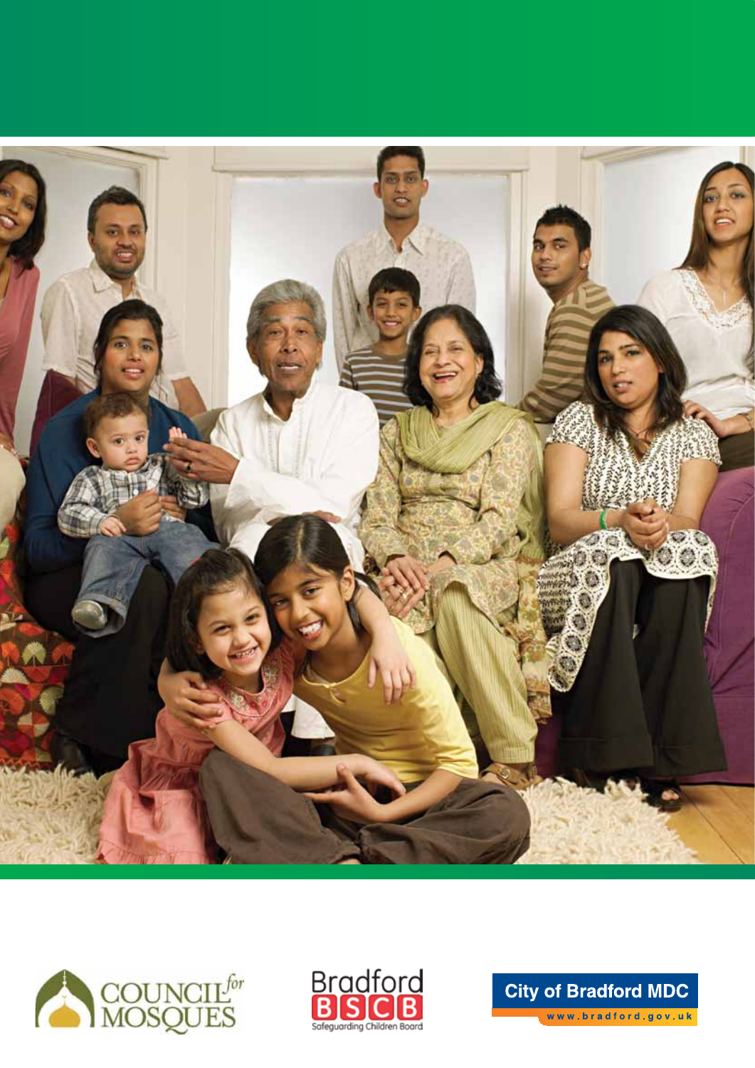COUNCIL for MOSQUES

Bradford BSCB Safeguarding Children Board

City of Bradford MDC
www.bradford.gov.uk